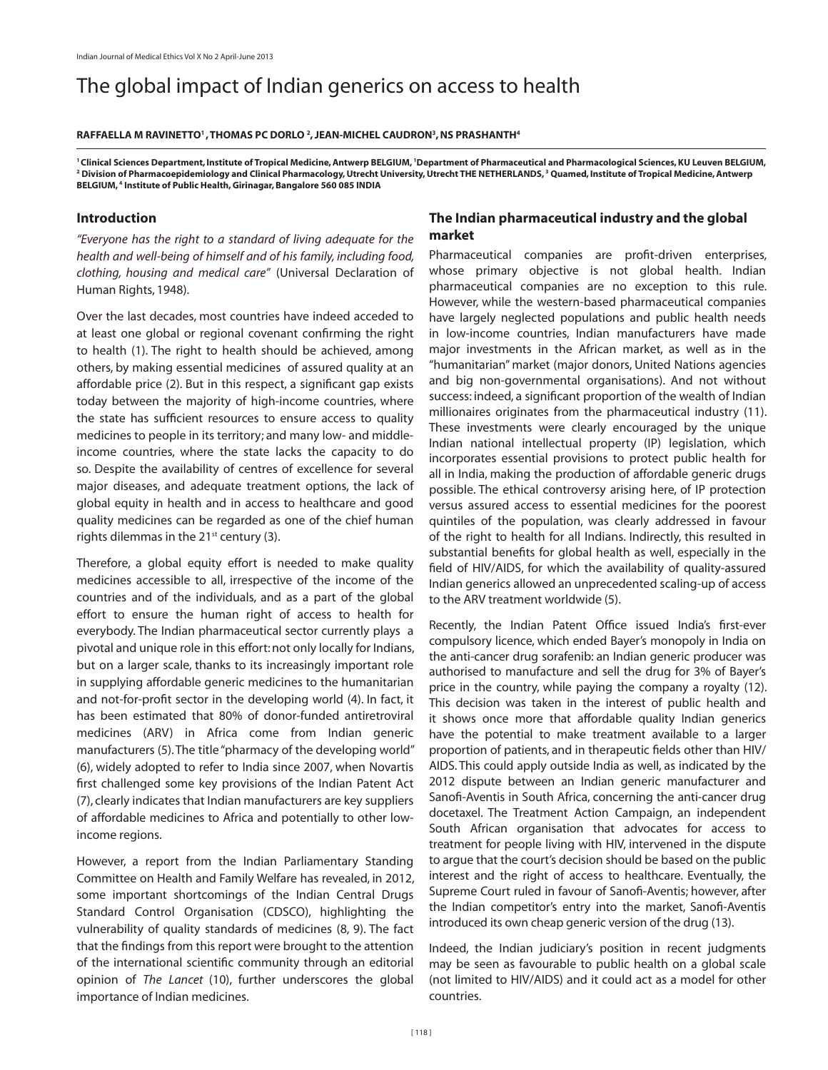# The global impact of Indian generics on access to health

**RAFFAELLA M RAVINETTO[1], THOMAS PC DORLO[2], JEAN-MICHEL CAUDRON[3], NS PRASHANTH[4]**

[1] Clinical Sciences Department, Institute of Tropical Medicine, Antwerp BELGIUM, [1]Department of Pharmaceutical and Pharmacological Sciences, KU Leuven BELGIUM, [2] Division of Pharmacoepidemiology and Clinical Pharmacology, Utrecht University, Utrecht THE NETHERLANDS, [3] Quamed, Institute of Tropical Medicine, Antwerp BELGIUM, [4] Institute of Public Health, Girinagar, Bangalore 560 085 INDIA

## Introduction

*"Everyone has the right to a standard of living adequate for the health and well-being of himself and of his family, including food, clothing, housing and medical care"* (Universal Declaration of Human Rights, 1948).

Over the last decades, most countries have indeed acceded to at least one global or regional covenant confirming the right to health (1). The right to health should be achieved, among others, by making essential medicines of assured quality at an affordable price (2). But in this respect, a significant gap exists today between the majority of high-income countries, where the state has sufficient resources to ensure access to quality medicines to people in its territory; and many low- and middle-income countries, where the state lacks the capacity to do so. Despite the availability of centres of excellence for several major diseases, and adequate treatment options, the lack of global equity in health and in access to healthcare and good quality medicines can be regarded as one of the chief human rights dilemmas in the 21st century (3).

Therefore, a global equity effort is needed to make quality medicines accessible to all, irrespective of the income of the countries and of the individuals, and as a part of the global effort to ensure the human right of access to health for everybody. The Indian pharmaceutical sector currently plays a pivotal and unique role in this effort: not only locally for Indians, but on a larger scale, thanks to its increasingly important role in supplying affordable generic medicines to the humanitarian and not-for-profit sector in the developing world (4). In fact, it has been estimated that 80% of donor-funded antiretroviral medicines (ARV) in Africa come from Indian generic manufacturers (5). The title "pharmacy of the developing world" (6), widely adopted to refer to India since 2007, when Novartis first challenged some key provisions of the Indian Patent Act (7), clearly indicates that Indian manufacturers are key suppliers of affordable medicines to Africa and potentially to other low-income regions.

However, a report from the Indian Parliamentary Standing Committee on Health and Family Welfare has revealed, in 2012, some important shortcomings of the Indian Central Drugs Standard Control Organisation (CDSCO), highlighting the vulnerability of quality standards of medicines (8, 9). The fact that the findings from this report were brought to the attention of the international scientific community through an editorial opinion of *The Lancet* (10), further underscores the global importance of Indian medicines.

## The Indian pharmaceutical industry and the global market

Pharmaceutical companies are profit-driven enterprises, whose primary objective is not global health. Indian pharmaceutical companies are no exception to this rule. However, while the western-based pharmaceutical companies have largely neglected populations and public health needs in low-income countries, Indian manufacturers have made major investments in the African market, as well as in the "humanitarian" market (major donors, United Nations agencies and big non-governmental organisations). And not without success: indeed, a significant proportion of the wealth of Indian millionaires originates from the pharmaceutical industry (11). These investments were clearly encouraged by the unique Indian national intellectual property (IP) legislation, which incorporates essential provisions to protect public health for all in India, making the production of affordable generic drugs possible. The ethical controversy arising here, of IP protection versus assured access to essential medicines for the poorest quintiles of the population, was clearly addressed in favour of the right to health for all Indians. Indirectly, this resulted in substantial benefits for global health as well, especially in the field of HIV/AIDS, for which the availability of quality-assured Indian generics allowed an unprecedented scaling-up of access to the ARV treatment worldwide (5).

Recently, the Indian Patent Office issued India's first-ever compulsory licence, which ended Bayer's monopoly in India on the anti-cancer drug sorafenib: an Indian generic producer was authorised to manufacture and sell the drug for 3% of Bayer's price in the country, while paying the company a royalty (12). This decision was taken in the interest of public health and it shows once more that affordable quality Indian generics have the potential to make treatment available to a larger proportion of patients, and in therapeutic fields other than HIV/AIDS. This could apply outside India as well, as indicated by the 2012 dispute between an Indian generic manufacturer and Sanofi-Aventis in South Africa, concerning the anti-cancer drug docetaxel. The Treatment Action Campaign, an independent South African organisation that advocates for access to treatment for people living with HIV, intervened in the dispute to argue that the court's decision should be based on the public interest and the right of access to healthcare. Eventually, the Supreme Court ruled in favour of Sanofi-Aventis; however, after the Indian competitor's entry into the market, Sanofi-Aventis introduced its own cheap generic version of the drug (13).

Indeed, the Indian judiciary's position in recent judgments may be seen as favourable to public health on a global scale (not limited to HIV/AIDS) and it could act as a model for other countries.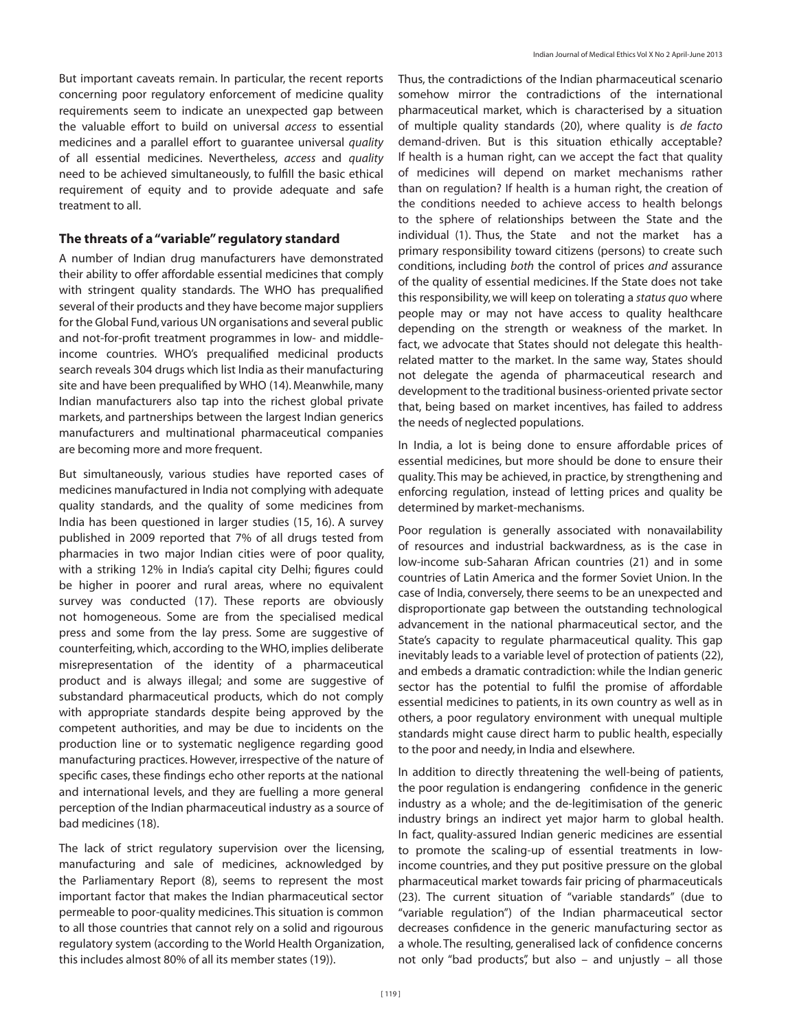But important caveats remain. In particular, the recent reports concerning poor regulatory enforcement of medicine quality requirements seem to indicate an unexpected gap between the valuable effort to build on universal *access* to essential medicines and a parallel effort to guarantee universal *quality* of all essential medicines. Nevertheless, *access* and *quality* need to be achieved simultaneously, to fulfill the basic ethical requirement of equity and to provide adequate and safe treatment to all.

## The threats of a "variable" regulatory standard

A number of Indian drug manufacturers have demonstrated their ability to offer affordable essential medicines that comply with stringent quality standards. The WHO has prequalified several of their products and they have become major suppliers for the Global Fund, various UN organisations and several public and not-for-profit treatment programmes in low- and middle-income countries. WHO's prequalified medicinal products search reveals 304 drugs which list India as their manufacturing site and have been prequalified by WHO (14). Meanwhile, many Indian manufacturers also tap into the richest global private markets, and partnerships between the largest Indian generics manufacturers and multinational pharmaceutical companies are becoming more and more frequent.

But simultaneously, various studies have reported cases of medicines manufactured in India not complying with adequate quality standards, and the quality of some medicines from India has been questioned in larger studies (15, 16). A survey published in 2009 reported that 7% of all drugs tested from pharmacies in two major Indian cities were of poor quality, with a striking 12% in India's capital city Delhi; figures could be higher in poorer and rural areas, where no equivalent survey was conducted (17). These reports are obviously not homogeneous. Some are from the specialised medical press and some from the lay press. Some are suggestive of counterfeiting, which, according to the WHO, implies deliberate misrepresentation of the identity of a pharmaceutical product and is always illegal; and some are suggestive of substandard pharmaceutical products, which do not comply with appropriate standards despite being approved by the competent authorities, and may be due to incidents on the production line or to systematic negligence regarding good manufacturing practices. However, irrespective of the nature of specific cases, these findings echo other reports at the national and international levels, and they are fuelling a more general perception of the Indian pharmaceutical industry as a source of bad medicines (18).

The lack of strict regulatory supervision over the licensing, manufacturing and sale of medicines, acknowledged by the Parliamentary Report (8), seems to represent the most important factor that makes the Indian pharmaceutical sector permeable to poor-quality medicines. This situation is common to all those countries that cannot rely on a solid and rigourous regulatory system (according to the World Health Organization, this includes almost 80% of all its member states (19)).

Thus, the contradictions of the Indian pharmaceutical scenario somehow mirror the contradictions of the international pharmaceutical market, which is characterised by a situation of multiple quality standards (20), where quality is *de facto* demand-driven. But is this situation ethically acceptable? If health is a human right, can we accept the fact that quality of medicines will depend on market mechanisms rather than on regulation? If health is a human right, the creation of the conditions needed to achieve access to health belongs to the sphere of relationships between the State and the individual (1). Thus, the State and not the market has a primary responsibility toward citizens (persons) to create such conditions, including *both* the control of prices *and* assurance of the quality of essential medicines. If the State does not take this responsibility, we will keep on tolerating a *status quo* where people may or may not have access to quality healthcare depending on the strength or weakness of the market. In fact, we advocate that States should not delegate this health-related matter to the market. In the same way, States should not delegate the agenda of pharmaceutical research and development to the traditional business-oriented private sector that, being based on market incentives, has failed to address the needs of neglected populations.

In India, a lot is being done to ensure affordable prices of essential medicines, but more should be done to ensure their quality. This may be achieved, in practice, by strengthening and enforcing regulation, instead of letting prices and quality be determined by market-mechanisms.

Poor regulation is generally associated with nonavailability of resources and industrial backwardness, as is the case in low-income sub-Saharan African countries (21) and in some countries of Latin America and the former Soviet Union. In the case of India, conversely, there seems to be an unexpected and disproportionate gap between the outstanding technological advancement in the national pharmaceutical sector, and the State's capacity to regulate pharmaceutical quality. This gap inevitably leads to a variable level of protection of patients (22), and embeds a dramatic contradiction: while the Indian generic sector has the potential to fulfil the promise of affordable essential medicines to patients, in its own country as well as in others, a poor regulatory environment with unequal multiple standards might cause direct harm to public health, especially to the poor and needy, in India and elsewhere.

In addition to directly threatening the well-being of patients, the poor regulation is endangering confidence in the generic industry as a whole; and the de-legitimisation of the generic industry brings an indirect yet major harm to global health. In fact, quality-assured Indian generic medicines are essential to promote the scaling-up of essential treatments in low-income countries, and they put positive pressure on the global pharmaceutical market towards fair pricing of pharmaceuticals (23). The current situation of "variable standards" (due to "variable regulation") of the Indian pharmaceutical sector decreases confidence in the generic manufacturing sector as a whole. The resulting, generalised lack of confidence concerns not only "bad products", but also – and unjustly – all those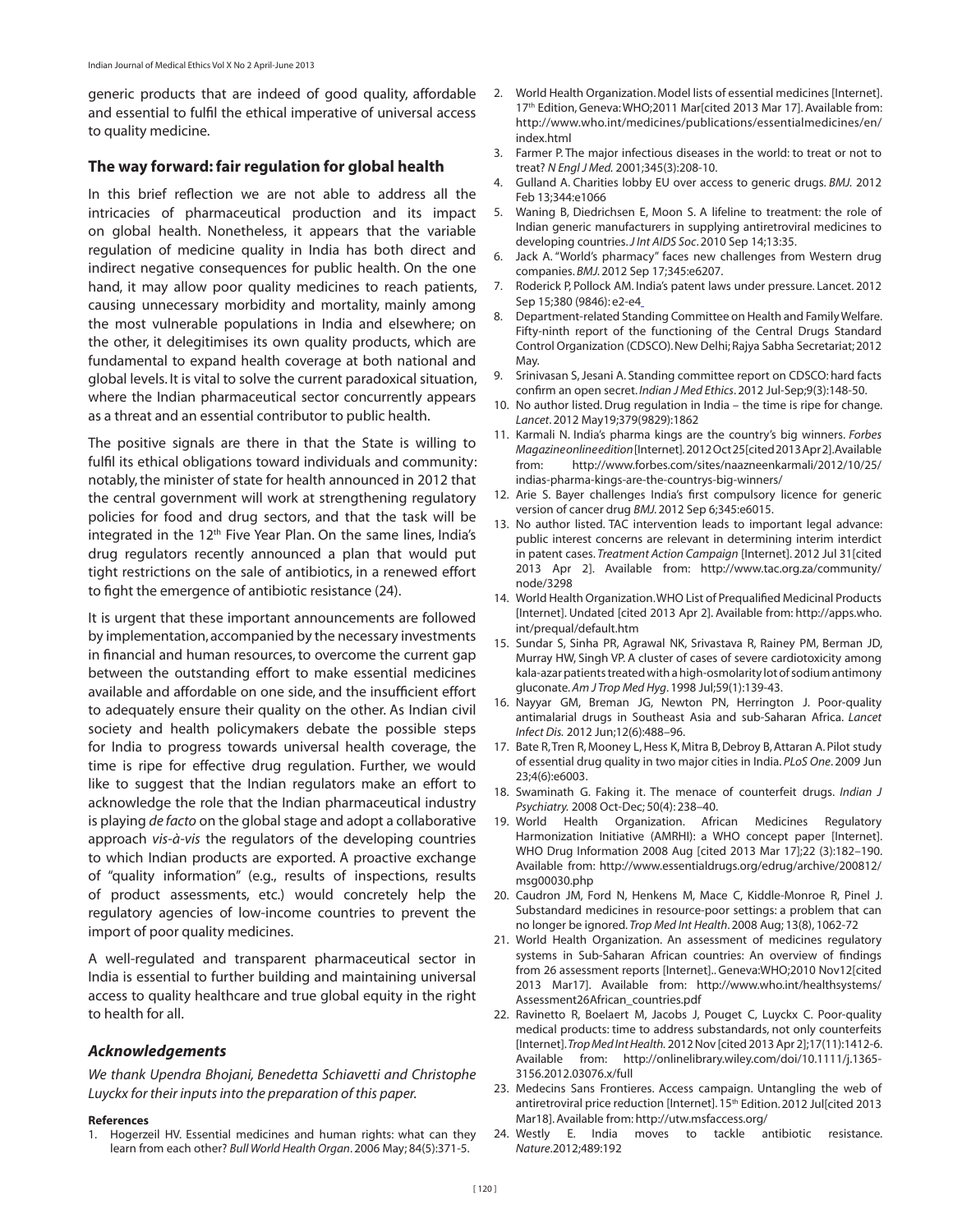generic products that are indeed of good quality, affordable and essential to fulfil the ethical imperative of universal access to quality medicine.

## The way forward: fair regulation for global health

In this brief reflection we are not able to address all the intricacies of pharmaceutical production and its impact on global health. Nonetheless, it appears that the variable regulation of medicine quality in India has both direct and indirect negative consequences for public health. On the one hand, it may allow poor quality medicines to reach patients, causing unnecessary morbidity and mortality, mainly among the most vulnerable populations in India and elsewhere; on the other, it delegitimises its own quality products, which are fundamental to expand health coverage at both national and global levels. It is vital to solve the current paradoxical situation, where the Indian pharmaceutical sector concurrently appears as a threat and an essential contributor to public health.

The positive signals are there in that the State is willing to fulfil its ethical obligations toward individuals and community: notably, the minister of state for health announced in 2012 that the central government will work at strengthening regulatory policies for food and drug sectors, and that the task will be integrated in the 12th Five Year Plan. On the same lines, India's drug regulators recently announced a plan that would put tight restrictions on the sale of antibiotics, in a renewed effort to fight the emergence of antibiotic resistance (24).

It is urgent that these important announcements are followed by implementation, accompanied by the necessary investments in financial and human resources, to overcome the current gap between the outstanding effort to make essential medicines available and affordable on one side, and the insufficient effort to adequately ensure their quality on the other. As Indian civil society and health policymakers debate the possible steps for India to progress towards universal health coverage, the time is ripe for effective drug regulation. Further, we would like to suggest that the Indian regulators make an effort to acknowledge the role that the Indian pharmaceutical industry is playing *de facto* on the global stage and adopt a collaborative approach *vis-à-vis* the regulators of the developing countries to which Indian products are exported. A proactive exchange of "quality information" (e.g., results of inspections, results of product assessments, etc.) would concretely help the regulatory agencies of low-income countries to prevent the import of poor quality medicines.

A well-regulated and transparent pharmaceutical sector in India is essential to further building and maintaining universal access to quality healthcare and true global equity in the right to health for all.

### *Acknowledgements*

*We thank Upendra Bhojani, Benedetta Schiavetti and Christophe Luyckx for their inputs into the preparation of this paper.*

#### References

1. Hogerzeil HV. Essential medicines and human rights: what can they learn from each other? *Bull World Health Organ*. 2006 May; 84(5):371-5.
2. World Health Organization. Model lists of essential medicines [Internet]. 17th Edition, Geneva: WHO;2011 Mar[cited 2013 Mar 17]. Available from: http://www.who.int/medicines/publications/essentialmedicines/en/index.html
3. Farmer P. The major infectious diseases in the world: to treat or not to treat? *N Engl J Med.* 2001;345(3):208-10.
4. Gulland A. Charities lobby EU over access to generic drugs. *BMJ.* 2012 Feb 13;344:e1066
5. Waning B, Diedrichsen E, Moon S. A lifeline to treatment: the role of Indian generic manufacturers in supplying antiretroviral medicines to developing countries. *J Int AIDS Soc*. 2010 Sep 14;13:35.
6. Jack A. "World's pharmacy" faces new challenges from Western drug companies. *BMJ.* 2012 Sep 17;345:e6207.
7. Roderick P, Pollock AM. India's patent laws under pressure. Lancet. 2012 Sep 15;380 (9846): e2-e4
8. Department-related Standing Committee on Health and Family Welfare. Fifty-ninth report of the functioning of the Central Drugs Standard Control Organization (CDSCO). New Delhi; Rajya Sabha Secretariat; 2012 May.
9. Srinivasan S, Jesani A. Standing committee report on CDSCO: hard facts confirm an open secret. *Indian J Med Ethics*. 2012 Jul-Sep;9(3):148-50.
10. No author listed. Drug regulation in India – the time is ripe for change. *Lancet*. 2012 May19;379(9829):1862
11. Karmali N. India's pharma kings are the country's big winners. *Forbes Magazine online edition* [Internet]. 2012 Oct 25[cited 2013 Apr 2]. Available from: http://www.forbes.com/sites/naazneenkarmali/2012/10/25/indias-pharma-kings-are-the-countrys-big-winners/
12. Arie S. Bayer challenges India's first compulsory licence for generic version of cancer drug *BMJ.* 2012 Sep 6;345:e6015.
13. No author listed. TAC intervention leads to important legal advance: public interest concerns are relevant in determining interim interdict in patent cases. *Treatment Action Campaign* [Internet]. 2012 Jul 31[cited 2013 Apr 2]. Available from: http://www.tac.org.za/community/node/3298
14. World Health Organization. WHO List of Prequalified Medicinal Products [Internet]. Undated [cited 2013 Apr 2]. Available from: http://apps.who.int/prequal/default.htm
15. Sundar S, Sinha PR, Agrawal NK, Srivastava R, Rainey PM, Berman JD, Murray HW, Singh VP. A cluster of cases of severe cardiotoxicity among kala-azar patients treated with a high-osmolarity lot of sodium antimony gluconate. *Am J Trop Med Hyg*. 1998 Jul;59(1):139-43.
16. Nayyar GM, Breman JG, Newton PN, Herrington J. Poor-quality antimalarial drugs in Southeast Asia and sub-Saharan Africa. *Lancet Infect Dis.* 2012 Jun;12(6):488–96.
17. Bate R, Tren R, Mooney L, Hess K, Mitra B, Debroy B, Attaran A. Pilot study of essential drug quality in two major cities in India. *PLoS One*. 2009 Jun 23;4(6):e6003.
18. Swaminath G. Faking it. The menace of counterfeit drugs. *Indian J Psychiatry.* 2008 Oct-Dec; 50(4): 238–40.
19. World Health Organization. African Medicines Regulatory Harmonization Initiative (AMRHI): a WHO concept paper [Internet]. WHO Drug Information 2008 Aug [cited 2013 Mar 17];22 (3):182–190. Available from: http://www.essentialdrugs.org/edrug/archive/200812/msg00030.php
20. Caudron JM, Ford N, Henkens M, Mace C, Kiddle-Monroe R, Pinel J. Substandard medicines in resource-poor settings: a problem that can no longer be ignored. *Trop Med Int Health*. 2008 Aug; 13(8), 1062-72
21. World Health Organization. An assessment of medicines regulatory systems in Sub-Saharan African countries: An overview of findings from 26 assessment reports [Internet].. Geneva:WHO;2010 Nov12[cited 2013 Mar17]. Available from: http://www.who.int/healthsystems/Assessment26African_countries.pdf
22. Ravinetto R, Boelaert M, Jacobs J, Pouget C, Luyckx C. Poor-quality medical products: time to address substandards, not only counterfeits [Internet]. *Trop Med Int Health.* 2012 Nov [cited 2013 Apr 2];17(11):1412-6. Available from: http://onlinelibrary.wiley.com/doi/10.1111/j.1365-3156.2012.03076.x/full
23. Medecins Sans Frontieres. Access campaign. Untangling the web of antiretroviral price reduction [Internet]. 15th Edition. 2012 Jul[cited 2013 Mar18]. Available from: http://utw.msfaccess.org/
24. Westly E. India moves to tackle antibiotic resistance. *Nature*.2012;489:192